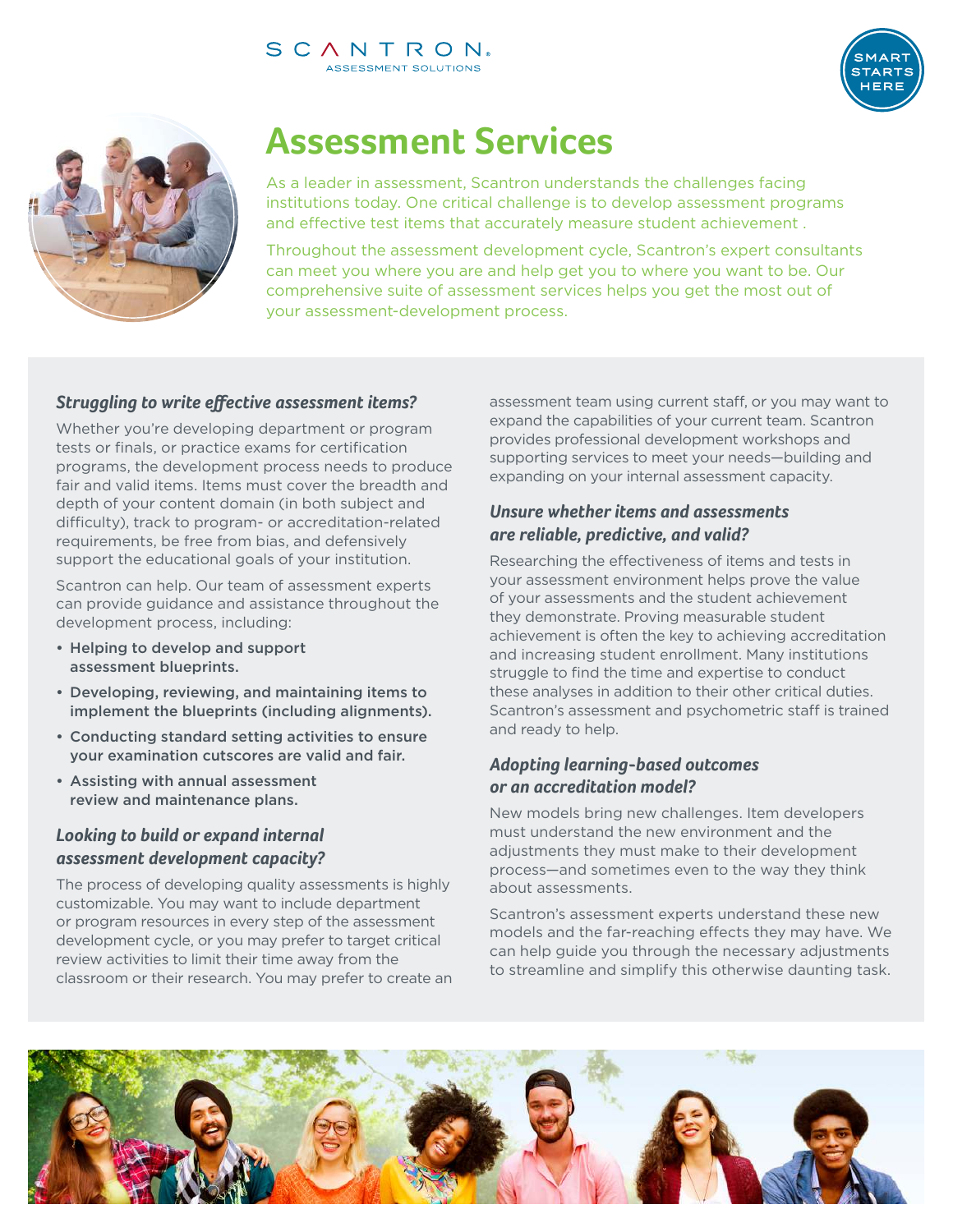SCANTRON
ASSESSMENT SOLUTIONS

SMART STARTS HERE

# Assessment Services

As a leader in assessment, Scantron understands the challenges facing institutions today. One critical challenge is to develop assessment programs and effective test items that accurately measure student achievement .

Throughout the assessment development cycle, Scantron's expert consultants can meet you where you are and help get you to where you want to be. Our comprehensive suite of assessment services helps you get the most out of your assessment-development process.

### *Struggling to write effective assessment items?*

Whether you're developing department or program tests or finals, or practice exams for certification programs, the development process needs to produce fair and valid items. Items must cover the breadth and depth of your content domain (in both subject and difficulty), track to program- or accreditation-related requirements, be free from bias, and defensively support the educational goals of your institution.

Scantron can help. Our team of assessment experts can provide guidance and assistance throughout the development process, including:

- **Helping to develop and support assessment blueprints.**
- **Developing, reviewing, and maintaining items to implement the blueprints (including alignments).**
- **Conducting standard setting activities to ensure your examination cutscores are valid and fair.**
- **Assisting with annual assessment review and maintenance plans.**

### *Looking to build or expand internal assessment development capacity?*

The process of developing quality assessments is highly customizable. You may want to include department or program resources in every step of the assessment development cycle, or you may prefer to target critical review activities to limit their time away from the classroom or their research. You may prefer to create an assessment team using current staff, or you may want to expand the capabilities of your current team. Scantron provides professional development workshops and supporting services to meet your needs—building and expanding on your internal assessment capacity.

### *Unsure whether items and assessments are reliable, predictive, and valid?*

Researching the effectiveness of items and tests in your assessment environment helps prove the value of your assessments and the student achievement they demonstrate. Proving measurable student achievement is often the key to achieving accreditation and increasing student enrollment. Many institutions struggle to find the time and expertise to conduct these analyses in addition to their other critical duties. Scantron's assessment and psychometric staff is trained and ready to help.

### *Adopting learning-based outcomes or an accreditation model?*

New models bring new challenges. Item developers must understand the new environment and the adjustments they must make to their development process—and sometimes even to the way they think about assessments.

Scantron's assessment experts understand these new models and the far-reaching effects they may have. We can help guide you through the necessary adjustments to streamline and simplify this otherwise daunting task.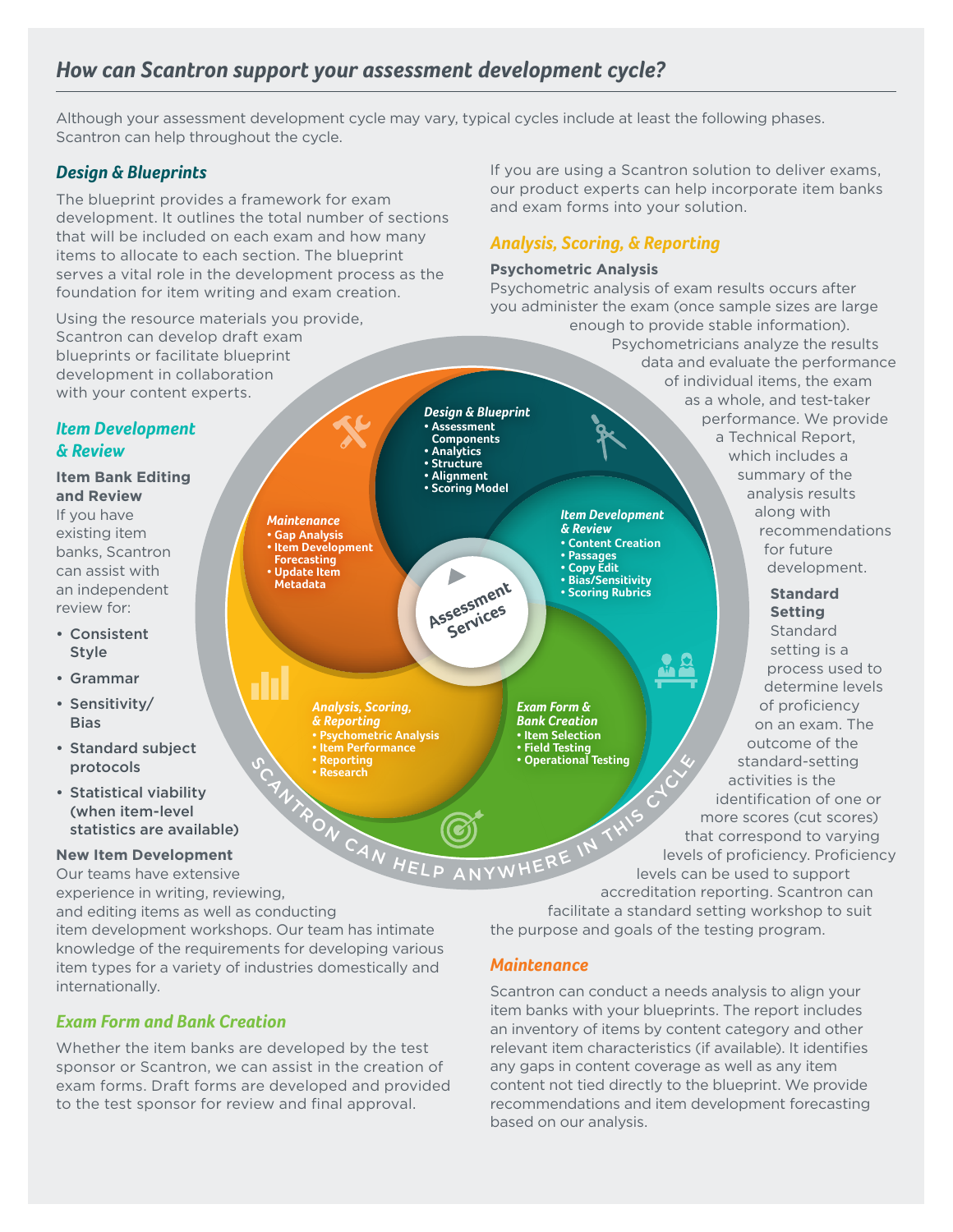## How can Scantron support your assessment development cycle?

Although your assessment development cycle may vary, typical cycles include at least the following phases. Scantron can help throughout the cycle.

### Design & Blueprints

The blueprint provides a framework for exam development. It outlines the total number of sections that will be included on each exam and how many items to allocate to each section. The blueprint serves a vital role in the development process as the foundation for item writing and exam creation.

Using the resource materials you provide, Scantron can develop draft exam blueprints or facilitate blueprint development in collaboration with your content experts.

### Item Development & Review

**Item Bank Editing and Review**

If you have existing item banks, Scantron can assist with an independent review for:

- **Consistent Style**
- **Grammar**
- **Sensitivity/ Bias**
- **Standard subject protocols**
- **Statistical viability (when item-level statistics are available)**

**New Item Development**

Our teams have extensive experience in writing, reviewing, and editing items as well as conducting item development workshops. Our team has intimate knowledge of the requirements for developing various item types for a variety of industries domestically and internationally.

### Exam Form and Bank Creation

Whether the item banks are developed by the test sponsor or Scantron, we can assist in the creation of exam forms. Draft forms are developed and provided to the test sponsor for review and final approval.

If you are using a Scantron solution to deliver exams, our product experts can help incorporate item banks and exam forms into your solution.

### Analysis, Scoring, & Reporting

**Psychometric Analysis**

Psychometric analysis of exam results occurs after you administer the exam (once sample sizes are large enough to provide stable information). Psychometricians analyze the results data and evaluate the performance of individual items, the exam as a whole, and test-taker performance. We provide a Technical Report, which includes a summary of the analysis results along with recommendations for future development.

**Standard Setting**

Standard setting is a process used to determine levels of proficiency on an exam. The outcome of the standard-setting activities is the identification of one or more scores (cut scores) that correspond to varying levels of proficiency. Proficiency levels can be used to support accreditation reporting. Scantron can facilitate a standard setting workshop to suit the purpose and goals of the testing program.

### Maintenance

Scantron can conduct a needs analysis to align your item banks with your blueprints. The report includes an inventory of items by content category and other relevant item characteristics (if available). It identifies any gaps in content coverage as well as any item content not tied directly to the blueprint. We provide recommendations and item development forecasting based on our analysis.

**Assessment Services**

*Design & Blueprint*
- Assessment Components
- Analytics
- Structure
- Alignment
- Scoring Model

*Item Development & Review*
- Content Creation
- Passages
- Copy Edit
- Bias/Sensitivity
- Scoring Rubrics

*Exam Form & Bank Creation*
- Item Selection
- Field Testing
- Operational Testing

*Analysis, Scoring, & Reporting*
- Psychometric Analysis
- Item Performance
- Reporting
- Research

*Maintenance*
- Gap Analysis
- Item Development Forecasting
- Update Item Metadata

SCANTRON CAN HELP ANYWHERE IN THIS CYCLE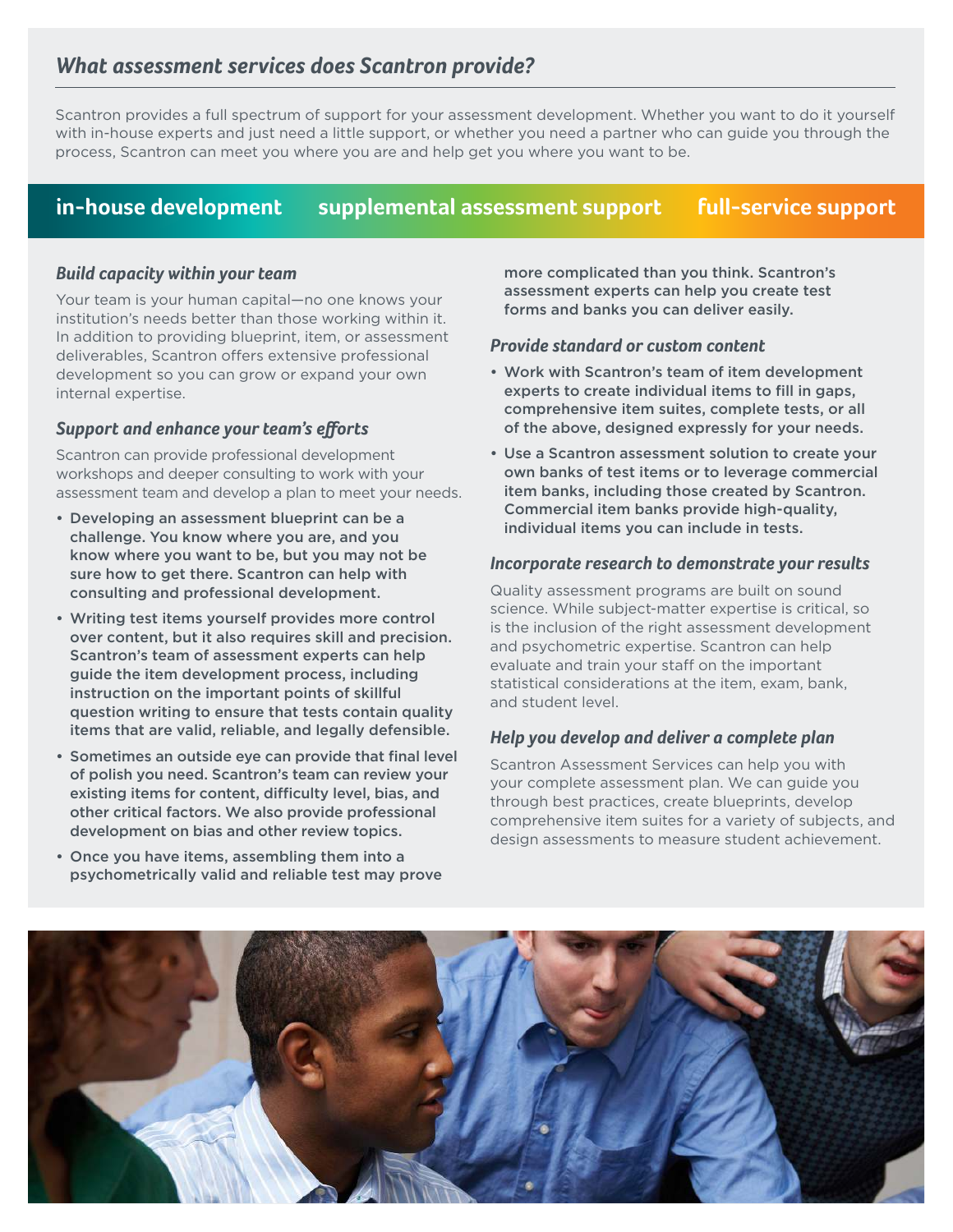## *What assessment services does Scantron provide?*

Scantron provides a full spectrum of support for your assessment development. Whether you want to do it yourself with in-house experts and just need a little support, or whether you need a partner who can guide you through the process, Scantron can meet you where you are and help get you where you want to be.

**in-house development** | **supplemental assessment support** | **full-service support**

### *Build capacity within your team*

Your team is your human capital—no one knows your institution's needs better than those working within it. In addition to providing blueprint, item, or assessment deliverables, Scantron offers extensive professional development so you can grow or expand your own internal expertise.

### *Support and enhance your team's efforts*

Scantron can provide professional development workshops and deeper consulting to work with your assessment team and develop a plan to meet your needs.

- **Developing an assessment blueprint can be a challenge. You know where you are, and you know where you want to be, but you may not be sure how to get there. Scantron can help with consulting and professional development.**
- **Writing test items yourself provides more control over content, but it also requires skill and precision. Scantron's team of assessment experts can help guide the item development process, including instruction on the important points of skillful question writing to ensure that tests contain quality items that are valid, reliable, and legally defensible.**
- **Sometimes an outside eye can provide that final level of polish you need. Scantron's team can review your existing items for content, difficulty level, bias, and other critical factors. We also provide professional development on bias and other review topics.**
- **Once you have items, assembling them into a psychometrically valid and reliable test may prove more complicated than you think. Scantron's assessment experts can help you create test forms and banks you can deliver easily.**

### *Provide standard or custom content*

- **Work with Scantron's team of item development experts to create individual items to fill in gaps, comprehensive item suites, complete tests, or all of the above, designed expressly for your needs.**
- **Use a Scantron assessment solution to create your own banks of test items or to leverage commercial item banks, including those created by Scantron. Commercial item banks provide high-quality, individual items you can include in tests.**

### *Incorporate research to demonstrate your results*

Quality assessment programs are built on sound science. While subject-matter expertise is critical, so is the inclusion of the right assessment development and psychometric expertise. Scantron can help evaluate and train your staff on the important statistical considerations at the item, exam, bank, and student level.

### *Help you develop and deliver a complete plan*

Scantron Assessment Services can help you with your complete assessment plan. We can guide you through best practices, create blueprints, develop comprehensive item suites for a variety of subjects, and design assessments to measure student achievement.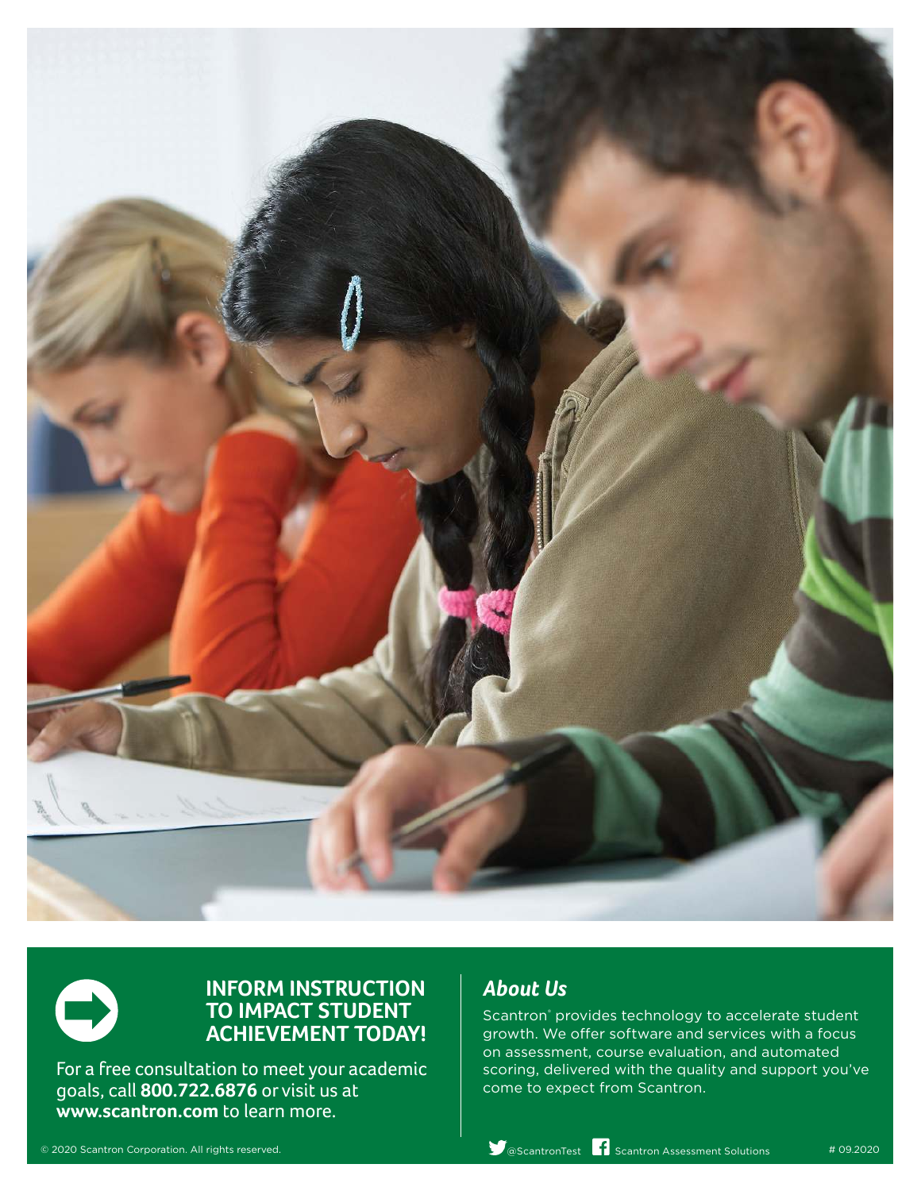## INFORM INSTRUCTION TO IMPACT STUDENT ACHIEVEMENT TODAY!

For a free consultation to meet your academic goals, call **800.722.6876** or visit us at **www.scantron.com** to learn more.

## *About Us*

Scantron® provides technology to accelerate student growth. We offer software and services with a focus on assessment, course evaluation, and automated scoring, delivered with the quality and support you've come to expect from Scantron.

© 2020 Scantron Corporation. All rights reserved.

@ScantronTest Scantron Assessment Solutions

# 09.2020